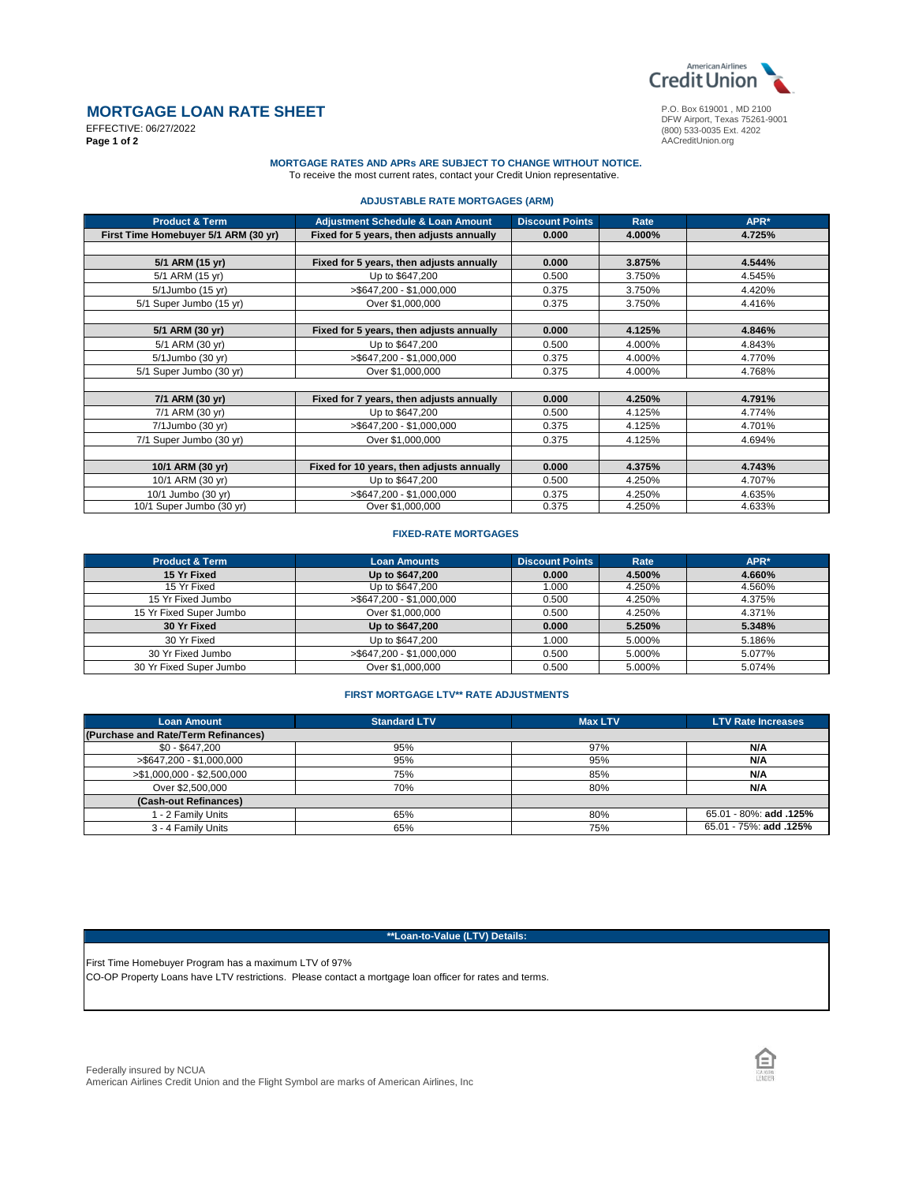American Airlines Credit Union

# MORTGAGE LOAN RATE SHEET

EFFECTIVE: 06/27/2022

P.O. Box 619001 , MD 2100
DFW Airport, Texas 75261-9001
(800) 533-0035 Ext. 4202
AACreditUnion.org

**MORTGAGE RATES AND APRs ARE SUBJECT TO CHANGE WITHOUT NOTICE.**
To receive the most current rates, contact your Credit Union representative.

## ADJUSTABLE RATE MORTGAGES (ARM)

| Product & Term | Adjustment Schedule & Loan Amount | Discount Points | Rate | APR* |
|---|---|---|---|---|
| **First Time Homebuyer 5/1 ARM (30 yr)** | **Fixed for 5 years, then adjusts annually** | **0.000** | **4.000%** | **4.725%** |
| | | | | |
| **5/1 ARM (15 yr)** | **Fixed for 5 years, then adjusts annually** | **0.000** | **3.875%** | **4.544%** |
| 5/1 ARM (15 yr) | Up to $647,200 | 0.500 | 3.750% | 4.545% |
| 5/1Jumbo (15 yr) | >$647,200 - $1,000,000 | 0.375 | 3.750% | 4.420% |
| 5/1 Super Jumbo (15 yr) | Over $1,000,000 | 0.375 | 3.750% | 4.416% |
| | | | | |
| **5/1 ARM (30 yr)** | **Fixed for 5 years, then adjusts annually** | **0.000** | **4.125%** | **4.846%** |
| 5/1 ARM (30 yr) | Up to $647,200 | 0.500 | 4.000% | 4.843% |
| 5/1Jumbo (30 yr) | >$647,200 - $1,000,000 | 0.375 | 4.000% | 4.770% |
| 5/1 Super Jumbo (30 yr) | Over $1,000,000 | 0.375 | 4.000% | 4.768% |
| | | | | |
| **7/1 ARM (30 yr)** | **Fixed for 7 years, then adjusts annually** | **0.000** | **4.250%** | **4.791%** |
| 7/1 ARM (30 yr) | Up to $647,200 | 0.500 | 4.125% | 4.774% |
| 7/1Jumbo (30 yr) | >$647,200 - $1,000,000 | 0.375 | 4.125% | 4.701% |
| 7/1 Super Jumbo (30 yr) | Over $1,000,000 | 0.375 | 4.125% | 4.694% |
| | | | | |
| **10/1 ARM (30 yr)** | **Fixed for 10 years, then adjusts annually** | **0.000** | **4.375%** | **4.743%** |
| 10/1 ARM (30 yr) | Up to $647,200 | 0.500 | 4.250% | 4.707% |
| 10/1 Jumbo (30 yr) | >$647,200 - $1,000,000 | 0.375 | 4.250% | 4.635% |
| 10/1 Super Jumbo (30 yr) | Over $1,000,000 | 0.375 | 4.250% | 4.633% |

## FIXED-RATE MORTGAGES

| Product & Term | Loan Amounts | Discount Points | Rate | APR* |
|---|---|---|---|---|
| **15 Yr Fixed** | **Up to $647,200** | **0.000** | **4.500%** | **4.660%** |
| 15 Yr Fixed | Up to $647,200 | 1.000 | 4.250% | 4.560% |
| 15 Yr Fixed Jumbo | >$647,200 - $1,000,000 | 0.500 | 4.250% | 4.375% |
| 15 Yr Fixed Super Jumbo | Over $1,000,000 | 0.500 | 4.250% | 4.371% |
| **30 Yr Fixed** | **Up to $647,200** | **0.000** | **5.250%** | **5.348%** |
| 30 Yr Fixed | Up to $647,200 | 1.000 | 5.000% | 5.186% |
| 30 Yr Fixed Jumbo | >$647,200 - $1,000,000 | 0.500 | 5.000% | 5.077% |
| 30 Yr Fixed Super Jumbo | Over $1,000,000 | 0.500 | 5.000% | 5.074% |

## FIRST MORTGAGE LTV** RATE ADJUSTMENTS

| Loan Amount | Standard LTV | Max LTV | LTV Rate Increases |
|---|---|---|---|
| **(Purchase and Rate/Term Refinances)** | | | |
| $0 - $647,200 | 95% | 97% | **N/A** |
| >$647,200 - $1,000,000 | 95% | 95% | **N/A** |
| >$1,000,000 - $2,500,000 | 75% | 85% | **N/A** |
| Over $2,500,000 | 70% | 80% | **N/A** |
| **(Cash-out Refinances)** | | | |
| 1 - 2 Family Units | 65% | 80% | 65.01 - 80%: **add .125%** |
| 3 - 4 Family Units | 65% | 75% | 65.01 - 75%: **add .125%** |

| **Loan-to-Value (LTV) Details: |
|---|
| First Time Homebuyer Program has a maximum LTV of 97% |
| CO-OP Property Loans have LTV restrictions. Please contact a mortgage loan officer for rates and terms. |

Federally insured by NCUA
American Airlines Credit Union and the Flight Symbol are marks of American Airlines, Inc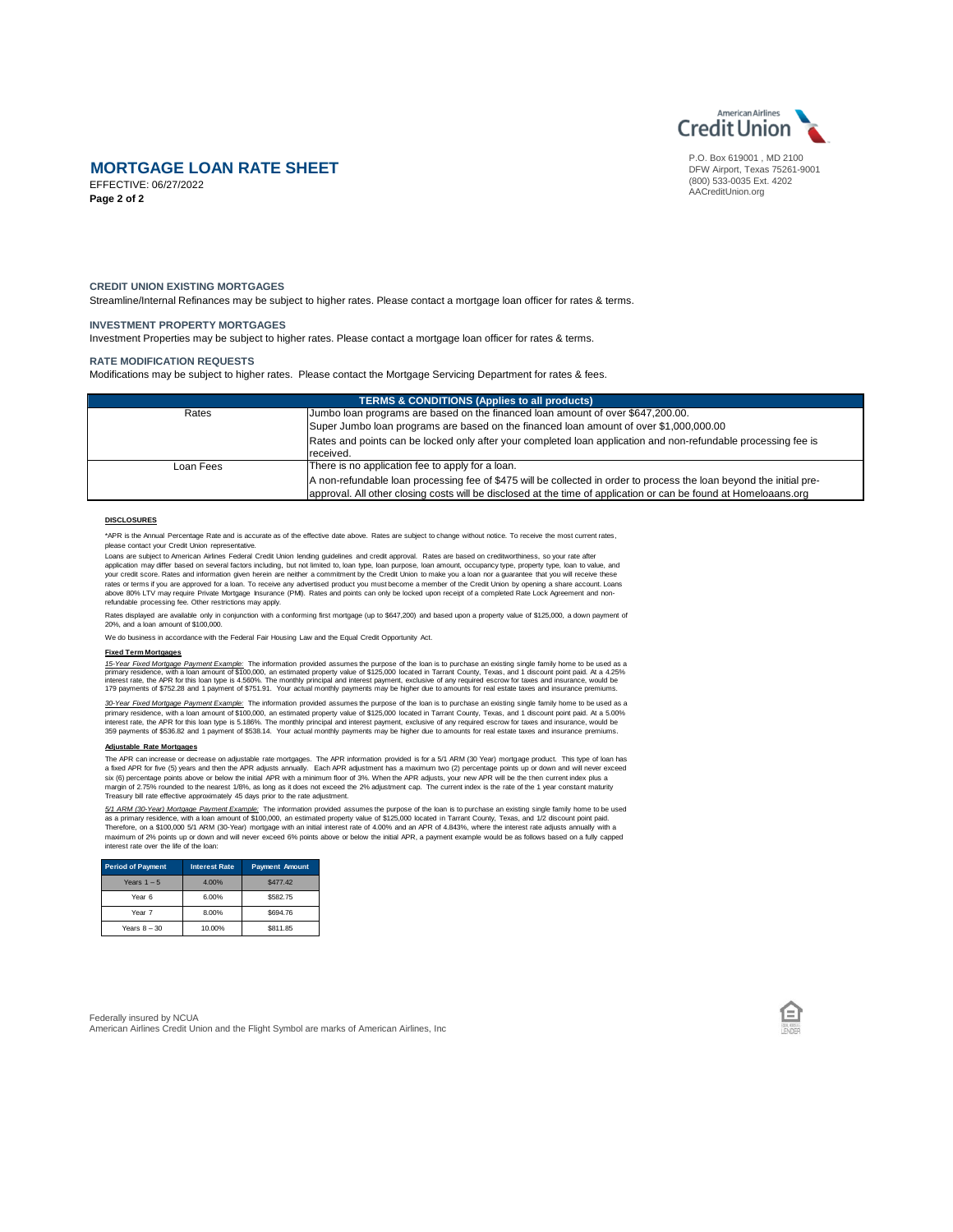# MORTGAGE LOAN RATE SHEET

EFFECTIVE: 06/27/2022

P.O. Box 619001 , MD 2100
DFW Airport, Texas 75261-9001
(800) 533-0035 Ext. 4202
AACreditUnion.org

### CREDIT UNION EXISTING MORTGAGES

Streamline/Internal Refinances may be subject to higher rates. Please contact a mortgage loan officer for rates & terms.

### INVESTMENT PROPERTY MORTGAGES

Investment Properties may be subject to higher rates. Please contact a mortgage loan officer for rates & terms.

### RATE MODIFICATION REQUESTS

Modifications may be subject to higher rates. Please contact the Mortgage Servicing Department for rates & fees.

| TERMS & CONDITIONS (Applies to all products) | |
|---|---|
| Rates | Jumbo loan programs are based on the financed loan amount of over $647,200.00. |
| | Super Jumbo loan programs are based on the financed loan amount of over $1,000,000.00 |
| | Rates and points can be locked only after your completed loan application and non-refundable processing fee is received. |
| Loan Fees | There is no application fee to apply for a loan. |
| | A non-refundable loan processing fee of $475 will be collected in order to process the loan beyond the initial pre-approval. All other closing costs will be disclosed at the time of application or can be found at Homeloaans.org |

**DISCLOSURES**

*APR is the Annual Percentage Rate and is accurate as of the effective date above. Rates are subject to change without notice. To receive the most current rates, please contact your Credit Union representative.

Loans are subject to American Airlines Federal Credit Union lending guidelines and credit approval. Rates are based on creditworthiness, so your rate after application may differ based on several factors including, but not limited to, loan type, loan purpose, loan amount, occupancy type, property type, loan to value, and your credit score. Rates and information given herein are neither a commitment by the Credit Union to make you a loan nor a guarantee that you will receive these rates or terms if you are approved for a loan. To receive any advertised product you must become a member of the Credit Union by opening a share account. Loans above 80% LTV may require Private Mortgage Insurance (PMI). Rates and points can only be locked upon receipt of a completed Rate Lock Agreement and non-refundable processing fee. Other restrictions may apply.

Rates displayed are available only in conjunction with a conforming first mortgage (up to $647,200) and based upon a property value of $125,000, a down payment of 20%, and a loan amount of $100,000.

We do business in accordance with the Federal Fair Housing Law and the Equal Credit Opportunity Act.

**Fixed Term Mortgages**

*15-Year Fixed Mortgage Payment Example:* The information provided assumes the purpose of the loan is to purchase an existing single family home to be used as a primary residence, with a loan amount of $100,000, an estimated property value of $125,000 located in Tarrant County, Texas, and 1 discount point paid. At a 4.25% interest rate, the APR for this loan type is 4.560%. The monthly principal and interest payment, exclusive of any required escrow for taxes and insurance, would be 179 payments of $752.28 and 1 payment of $751.91. Your actual monthly payments may be higher due to amounts for real estate taxes and insurance premiums.

*30-Year Fixed Mortgage Payment Example:* The information provided assumes the purpose of the loan is to purchase an existing single family home to be used as a primary residence, with a loan amount of $100,000, an estimated property value of $125,000 located in Tarrant County, Texas, and 1 discount point paid. At a 5.00% interest rate, the APR for this loan type is 5.186%. The monthly principal and interest payment, exclusive of any required escrow for taxes and insurance, would be 359 payments of $536.82 and 1 payment of $538.14. Your actual monthly payments may be higher due to amounts for real estate taxes and insurance premiums.

**Adjustable Rate Mortgages**

The APR can increase or decrease on adjustable rate mortgages. The APR information provided is for a 5/1 ARM (30 Year) mortgage product. This type of loan has a fixed APR for five (5) years and then the APR adjusts annually. Each APR adjustment has a maximum two (2) percentage points up or down and will never exceed six (6) percentage points above or below the initial APR with a minimum floor of 3%. When the APR adjusts, your new APR will be the then current index plus a margin of 2.75% rounded to the nearest 1/8%, as long as it does not exceed the 2% adjustment cap. The current index is the rate of the 1 year constant maturity Treasury bill rate effective approximately 45 days prior to the rate adjustment.

*5/1 ARM (30-Year) Mortgage Payment Example:* The information provided assumes the purpose of the loan is to purchase an existing single family home to be used as a primary residence, with a loan amount of $100,000, an estimated property value of $125,000 located in Tarrant County, Texas, and 1/2 discount point paid. Therefore, on a $100,000 5/1 ARM (30-Year) mortgage with an initial interest rate of 4.00% and an APR of 4.843%, where the interest rate adjusts annually with a maximum of 2% points up or down and will never exceed 6% points above or below the initial APR, a payment example would be as follows based on a fully capped interest rate over the life of the loan:

| Period of Payment | Interest Rate | Payment Amount |
|---|---|---|
| Years 1 – 5 | 4.00% | $477.42 |
| Year 6 | 6.00% | $582.75 |
| Year 7 | 8.00% | $694.76 |
| Years 8 – 30 | 10.00% | $811.85 |

Federally insured by NCUA
American Airlines Credit Union and the Flight Symbol are marks of American Airlines, Inc